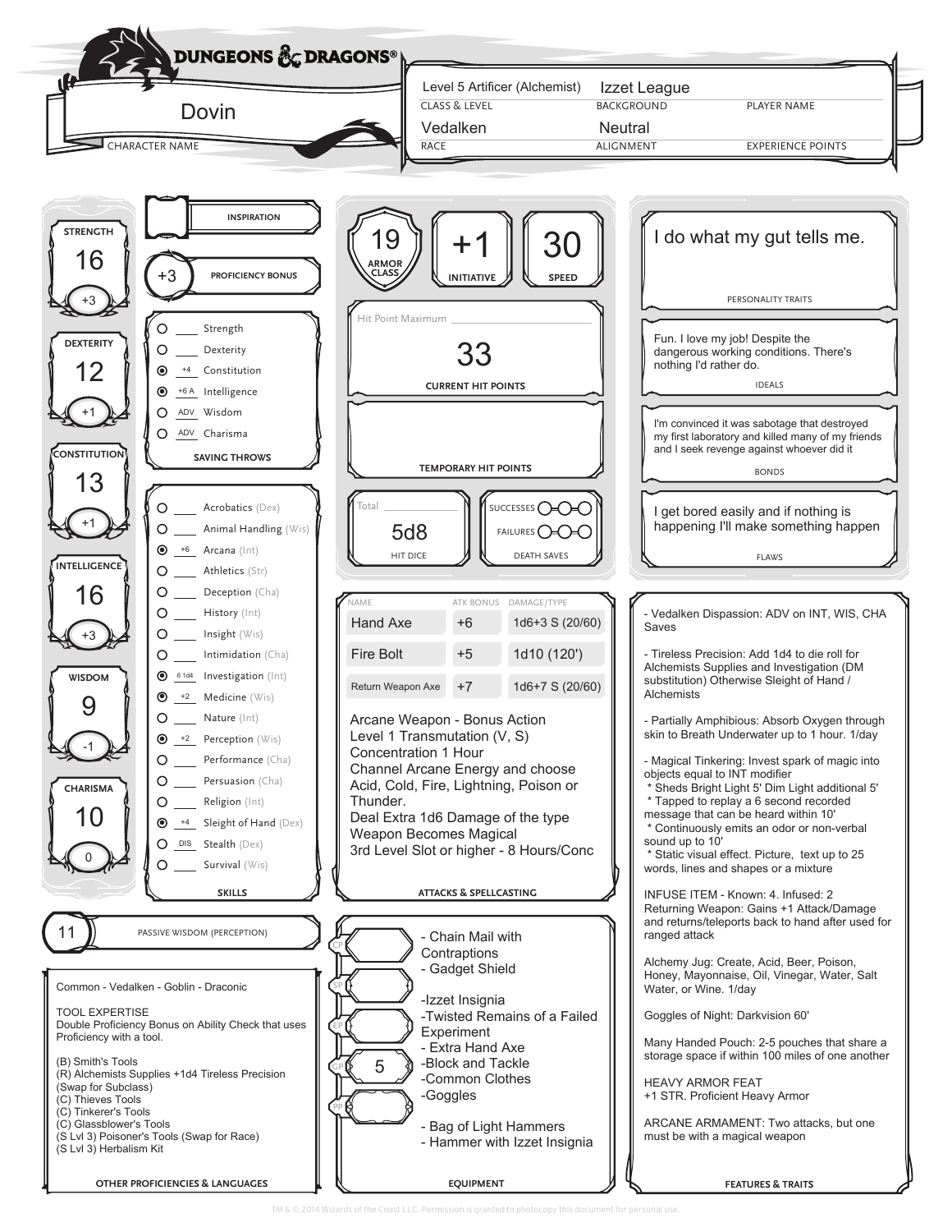# DUNGEONS & DRAGONS

**Character Name:** Dovin

| Class & Level | Background | Player Name |
|---|---|---|
| Level 5 Artificer (Alchemist) | Izzet League | |

| Race | Alignment | Experience Points |
|---|---|---|
| Vedalken | Neutral | |

## Ability Scores

| Ability | Score | Modifier |
|---|---|---|
| Strength | 16 | +3 |
| Dexterity | 12 | +1 |
| Constitution | 13 | +1 |
| Intelligence | 16 | +3 |
| Wisdom | 9 | -1 |
| Charisma | 10 | 0 |

**Inspiration:**

**Proficiency Bonus:** +3

## Saving Throws

| Proficient | Bonus | Saving Throw |
|---|---|---|
| ○ | | Strength |
| ○ | | Dexterity |
| ● | +4 | Constitution |
| ● | +6 A | Intelligence |
| ○ | ADV | Wisdom |
| ○ | ADV | Charisma |

## Skills

| Proficient | Bonus | Skill |
|---|---|---|
| ○ | | Acrobatics (Dex) |
| ○ | | Animal Handling (Wis) |
| ● | +6 | Arcana (Int) |
| ○ | | Athletics (Str) |
| ○ | | Deception (Cha) |
| ○ | | History (Int) |
| ○ | | Insight (Wis) |
| ○ | | Intimidation (Cha) |
| ● | 6 1d4 | Investigation (Int) |
| ● | +2 | Medicine (Wis) |
| ○ | | Nature (Int) |
| ● | +2 | Perception (Wis) |
| ○ | | Performance (Cha) |
| ○ | | Persuasion (Cha) |
| ○ | | Religion (Int) |
| ● | +4 | Sleight of Hand (Dex) |
| ○ | DIS | Stealth (Dex) |
| ○ | | Survival (Wis) |

**Passive Wisdom (Perception):** 11

## Other Proficiencies & Languages

Common - Vedalken - Goblin - Draconic

TOOL EXPERTISE
Double Proficiency Bonus on Ability Check that uses Proficiency with a tool.

(B) Smith's Tools
(R) Alchemists Supplies +1d4 Tireless Precision (Swap for Subclass)
(C) Thieves Tools
(C) Tinkerer's Tools
(C) Glassblower's Tools
(S Lvl 3) Poisoner's Tools (Swap for Race)
(S Lvl 3) Herbalism Kit

## Combat

| Armor Class | Initiative | Speed |
|---|---|---|
| 19 | +1 | 30 |

**Hit Point Maximum:**

**Current Hit Points:** 33

**Temporary Hit Points:**

**Hit Dice:** Total: 5d8

**Death Saves:** Successes ○-○-○ Failures ○-○-○

## Attacks & Spellcasting

| Name | Atk Bonus | Damage/Type |
|---|---|---|
| Hand Axe | +6 | 1d6+3 S (20/60) |
| Fire Bolt | +5 | 1d10 (120') |
| Return Weapon Axe | +7 | 1d6+7 S (20/60) |

Arcane Weapon - Bonus Action
Level 1 Transmutation (V, S)
Concentration 1 Hour
Channel Arcane Energy and choose Acid, Cold, Fire, Lightning, Poison or Thunder.
Deal Extra 1d6 Damage of the type
Weapon Becomes Magical
3rd Level Slot or higher - 8 Hours/Conc

## Equipment

CP:
SP:
EP:
GP: 5
PP:

- Chain Mail with Contraptions
- Gadget Shield
- Izzet Insignia
- Twisted Remains of a Failed Experiment
- Extra Hand Axe
- Block and Tackle
- Common Clothes
- Goggles
- Bag of Light Hammers
- Hammer with Izzet Insignia

## Personality Traits

I do what my gut tells me.

## Ideals

Fun. I love my job! Despite the dangerous working conditions. There's nothing I'd rather do.

## Bonds

I'm convinced it was sabotage that destroyed my first laboratory and killed many of my friends and I seek revenge against whoever did it

## Flaws

I get bored easily and if nothing is happening I'll make something happen

## Features & Traits

- Vedalken Dispassion: ADV on INT, WIS, CHA Saves

- Tireless Precision: Add 1d4 to die roll for Alchemists Supplies and Investigation (DM substitution) Otherwise Sleight of Hand / Alchemists

- Partially Amphibious: Absorb Oxygen through skin to Breath Underwater up to 1 hour. 1/day

- Magical Tinkering: Invest spark of magic into objects equal to INT modifier
 * Sheds Bright Light 5' Dim Light additional 5'
 * Tapped to replay a 6 second recorded message that can be heard within 10'
 * Continuously emits an odor or non-verbal sound up to 10'
 * Static visual effect. Picture, text up to 25 words, lines and shapes or a mixture

INFUSE ITEM - Known: 4. Infused: 2
Returning Weapon: Gains +1 Attack/Damage and returns/teleports back to hand after used for ranged attack

Alchemy Jug: Create, Acid, Beer, Poison, Honey, Mayonnaise, Oil, Vinegar, Water, Salt Water, or Wine. 1/day

Goggles of Night: Darkvision 60'

Many Handed Pouch: 2-5 pouches that share a storage space if within 100 miles of one another

HEAVY ARMOR FEAT
+1 STR. Proficient Heavy Armor

ARCANE ARMAMENT: Two attacks, but one must be with a magical weapon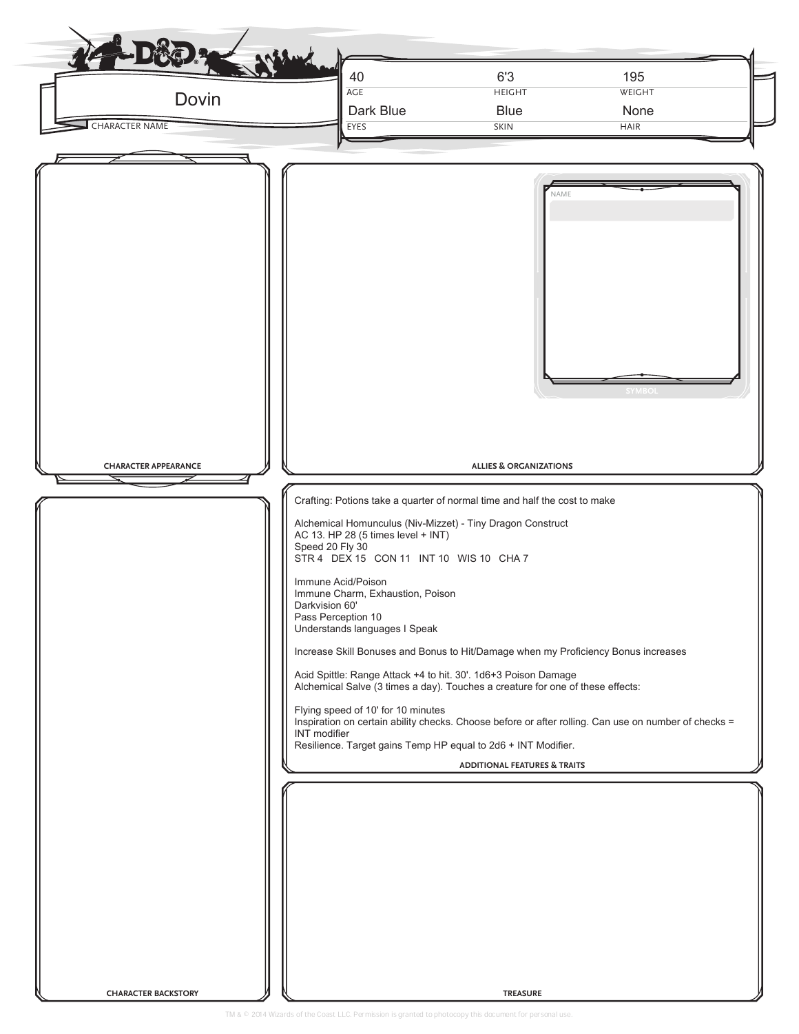**Character Name:** Dovin

| Age | Height | Weight |
| --- | --- | --- |
| 40 | 6'3 | 195 |

| Eyes | Skin | Hair |
| --- | --- | --- |
| Dark Blue | Blue | None |

## Character Appearance

## Allies & Organizations

**Name:**

**Symbol**

## Character Backstory

## Additional Features & Traits

Crafting: Potions take a quarter of normal time and half the cost to make

Alchemical Homunculus (Niv-Mizzet) - Tiny Dragon Construct
AC 13. HP 28 (5 times level + INT)
Speed 20 Fly 30
STR 4 DEX 15 CON 11 INT 10 WIS 10 CHA 7

Immune Acid/Poison
Immune Charm, Exhaustion, Poison
Darkvision 60'
Pass Perception 10
Understands languages I Speak

Increase Skill Bonuses and Bonus to Hit/Damage when my Proficiency Bonus increases

Acid Spittle: Range Attack +4 to hit. 30'. 1d6+3 Poison Damage
Alchemical Salve (3 times a day). Touches a creature for one of these effects:

Flying speed of 10' for 10 minutes
Inspiration on certain ability checks. Choose before or after rolling. Can use on number of checks = INT modifier
Resilience. Target gains Temp HP equal to 2d6 + INT Modifier.

## Treasure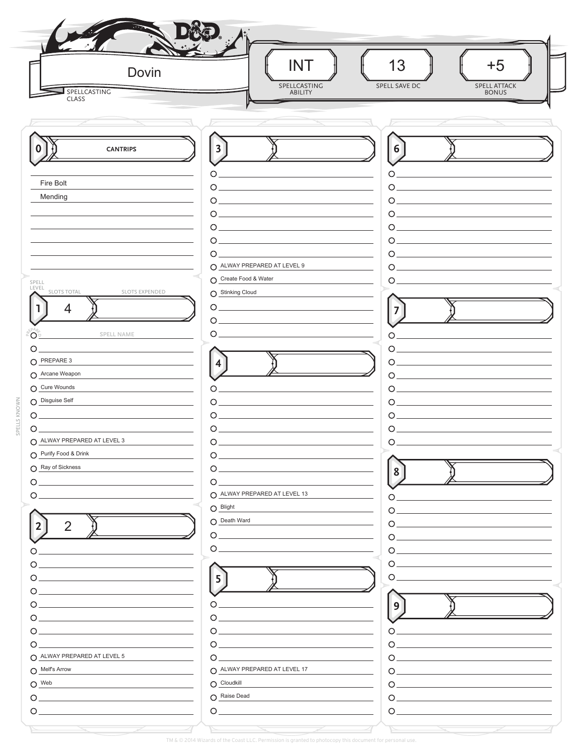# Dovin

SPELLCASTING CLASS

| SPELLCASTING ABILITY | SPELL SAVE DC | SPELL ATTACK BONUS |
|---|---|---|
| INT | 13 | +5 |

## 0 — CANTRIPS

- Fire Bolt
- Mending

## 1 — SLOTS TOTAL: 4

SLOTS EXPENDED

SPELL NAME

- PREPARE 3
- Arcane Weapon
- Cure Wounds
- Disguise Self
- ALWAY PREPARED AT LEVEL 3
- Purify Food & Drink
- Ray of Sickness

## 2 — SLOTS TOTAL: 2

- ALWAY PREPARED AT LEVEL 5
- Melf's Arrow
- Web

## 3

- ALWAY PREPARED AT LEVEL 9
- Create Food & Water
- Stinking Cloud

## 4

- ALWAY PREPARED AT LEVEL 13
- Blight
- Death Ward

## 5

- ALWAY PREPARED AT LEVEL 17
- Cloudkill
- Raise Dead

## 6

## 7

## 8

## 9

SPELLS KNOWN

TM & © 2014 Wizards of the Coast LLC. Permission is granted to photocopy this document for personal use.